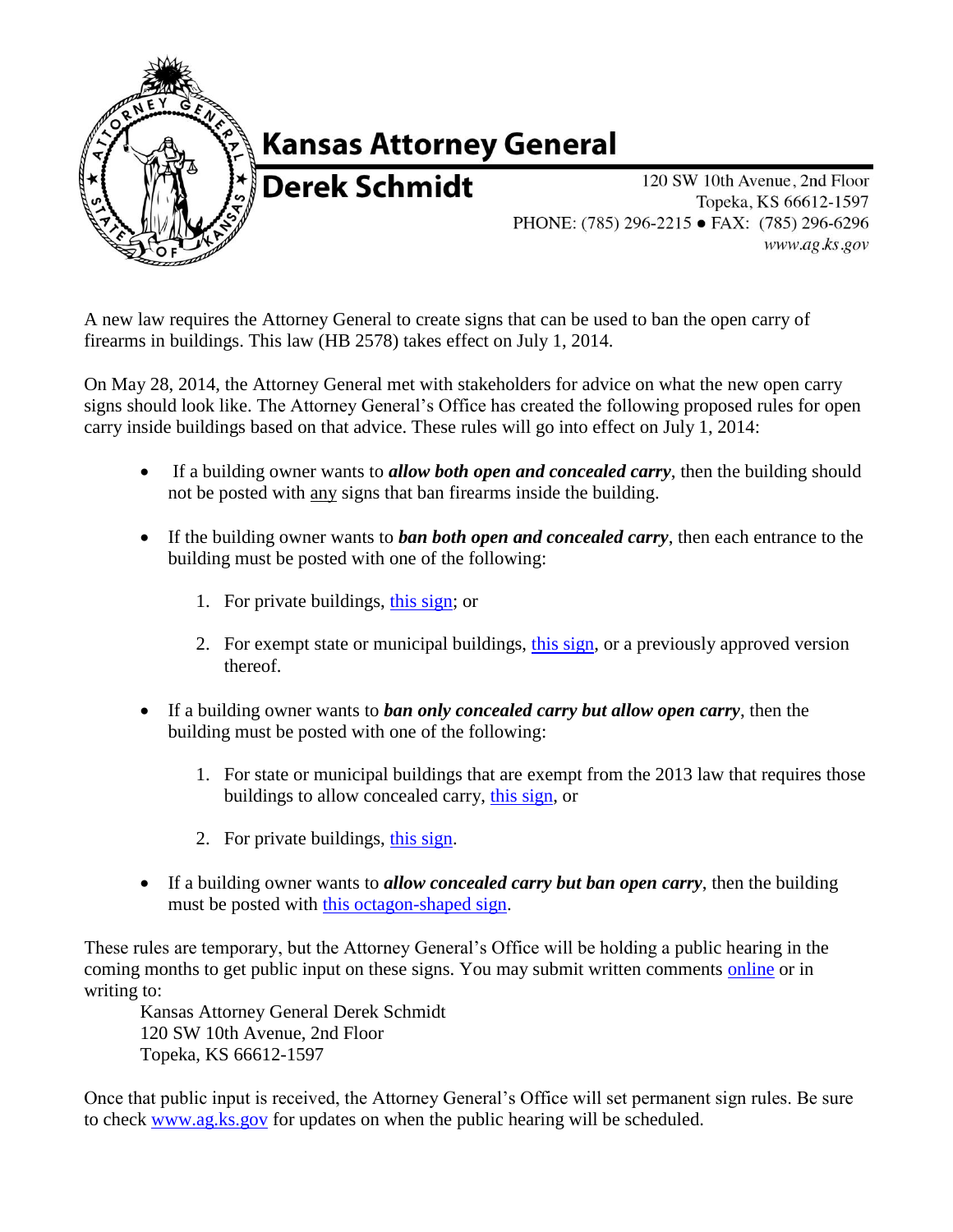# Kansas Attorney General

## Derek Schmidt

120 SW 10th Avenue, 2nd Floor
Topeka, KS 66612-1597
PHONE: (785) 296-2215 ● FAX: (785) 296-6296
*www.ag.ks.gov*

A new law requires the Attorney General to create signs that can be used to ban the open carry of firearms in buildings. This law (HB 2578) takes effect on July 1, 2014.

On May 28, 2014, the Attorney General met with stakeholders for advice on what the new open carry signs should look like. The Attorney General's Office has created the following proposed rules for open carry inside buildings based on that advice. These rules will go into effect on July 1, 2014:

- If a building owner wants to ***allow both open and concealed carry***, then the building should not be posted with any signs that ban firearms inside the building.

- If the building owner wants to ***ban both open and concealed carry***, then each entrance to the building must be posted with one of the following:

  1. For private buildings, this sign; or

  2. For exempt state or municipal buildings, this sign, or a previously approved version thereof.

- If a building owner wants to ***ban only concealed carry but allow open carry***, then the building must be posted with one of the following:

  1. For state or municipal buildings that are exempt from the 2013 law that requires those buildings to allow concealed carry, this sign, or

  2. For private buildings, this sign.

- If a building owner wants to ***allow concealed carry but ban open carry***, then the building must be posted with this octagon-shaped sign.

These rules are temporary, but the Attorney General's Office will be holding a public hearing in the coming months to get public input on these signs. You may submit written comments online or in writing to:

Kansas Attorney General Derek Schmidt
120 SW 10th Avenue, 2nd Floor
Topeka, KS 66612-1597

Once that public input is received, the Attorney General's Office will set permanent sign rules. Be sure to check www.ag.ks.gov for updates on when the public hearing will be scheduled.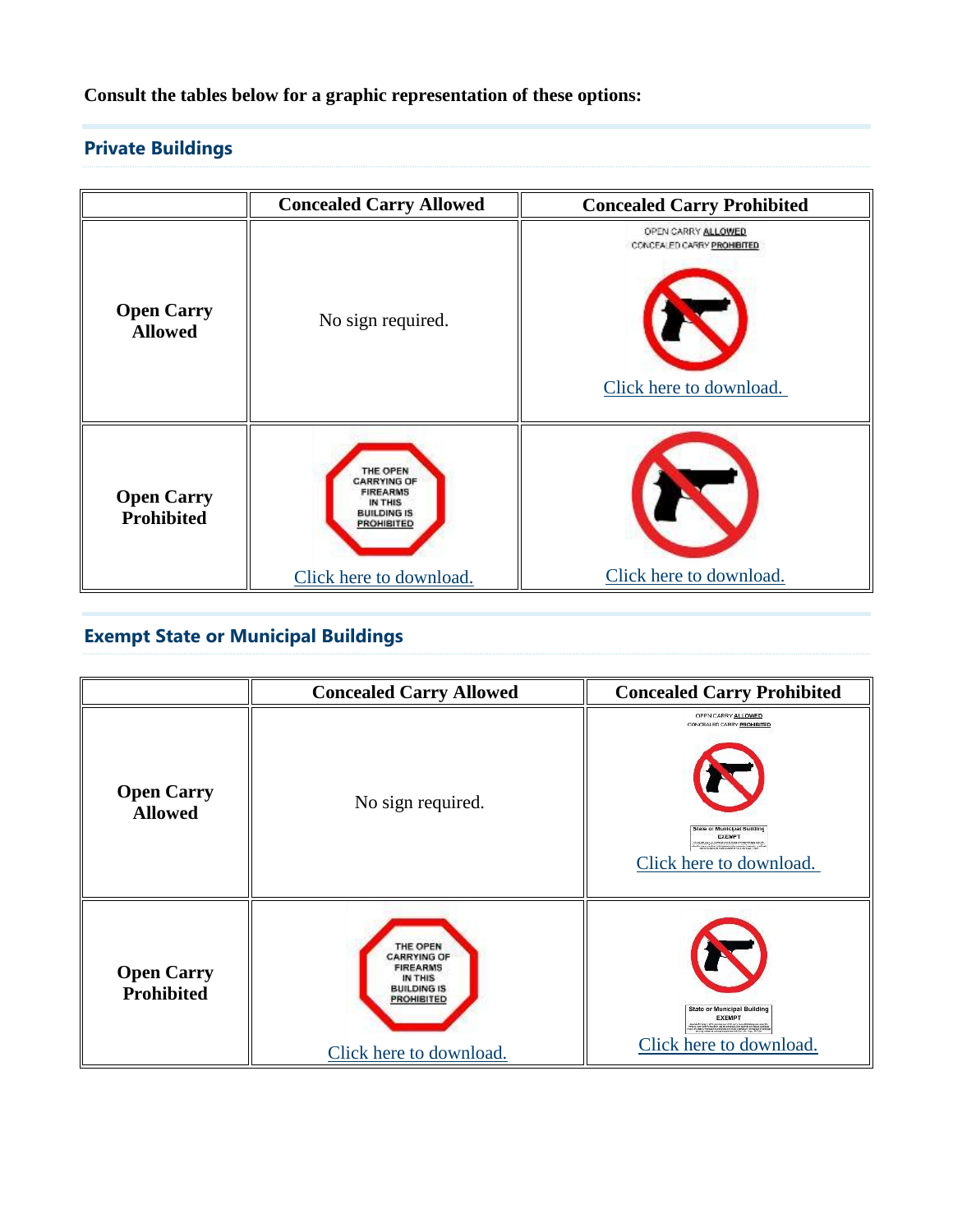**Consult the tables below for a graphic representation of these options:**

## Private Buildings

| | Concealed Carry Allowed | Concealed Carry Prohibited |
|---|---|---|
| **Open Carry Allowed** | No sign required. | OPEN CARRY ALLOWED CONCEALED CARRY PROHIBITED<br>Click here to download. |
| **Open Carry Prohibited** | THE OPEN CARRYING OF FIREARMS IN THIS BUILDING IS PROHIBITED<br>Click here to download. | Click here to download. |

## Exempt State or Municipal Buildings

| | Concealed Carry Allowed | Concealed Carry Prohibited |
|---|---|---|
| **Open Carry Allowed** | No sign required. | OPEN CARRY ALLOWED CONCEALED CARRY PROHIBITED<br>State or Municipal Building EXEMPT<br>Click here to download. |
| **Open Carry Prohibited** | THE OPEN CARRYING OF FIREARMS IN THIS BUILDING IS PROHIBITED<br>Click here to download. | State or Municipal Building EXEMPT<br>Click here to download. |